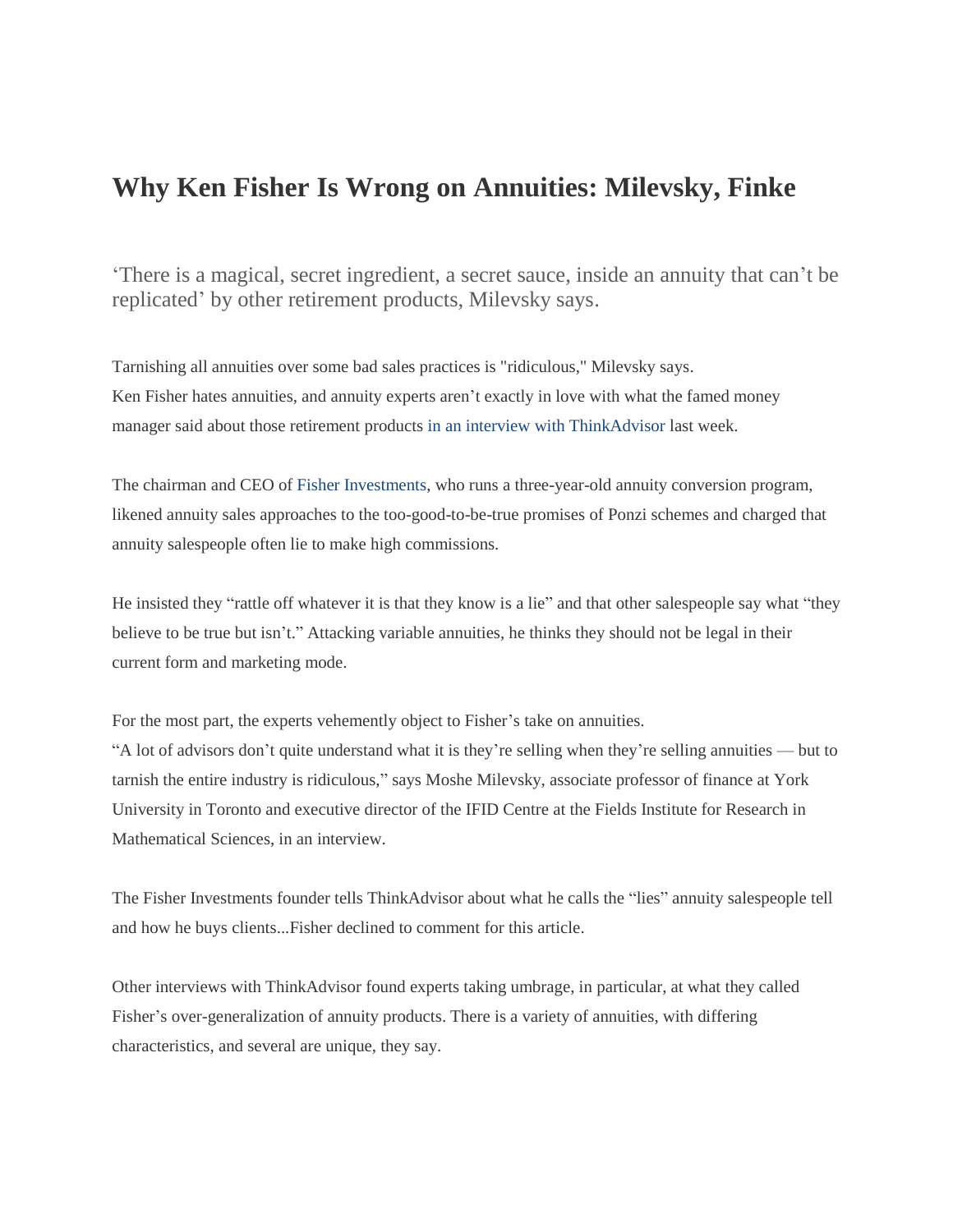# Why Ken Fisher Is Wrong on Annuities: Milevsky, Finke

'There is a magical, secret ingredient, a secret sauce, inside an annuity that can't be replicated' by other retirement products, Milevsky says.

Tarnishing all annuities over some bad sales practices is "ridiculous," Milevsky says.
Ken Fisher hates annuities, and annuity experts aren't exactly in love with what the famed money manager said about those retirement products in an interview with ThinkAdvisor last week.

The chairman and CEO of Fisher Investments, who runs a three-year-old annuity conversion program, likened annuity sales approaches to the too-good-to-be-true promises of Ponzi schemes and charged that annuity salespeople often lie to make high commissions.

He insisted they "rattle off whatever it is that they know is a lie" and that other salespeople say what "they believe to be true but isn't." Attacking variable annuities, he thinks they should not be legal in their current form and marketing mode.

For the most part, the experts vehemently object to Fisher's take on annuities.
"A lot of advisors don't quite understand what it is they're selling when they're selling annuities — but to tarnish the entire industry is ridiculous," says Moshe Milevsky, associate professor of finance at York University in Toronto and executive director of the IFID Centre at the Fields Institute for Research in Mathematical Sciences, in an interview.

The Fisher Investments founder tells ThinkAdvisor about what he calls the "lies" annuity salespeople tell and how he buys clients...Fisher declined to comment for this article.

Other interviews with ThinkAdvisor found experts taking umbrage, in particular, at what they called Fisher's over-generalization of annuity products. There is a variety of annuities, with differing characteristics, and several are unique, they say.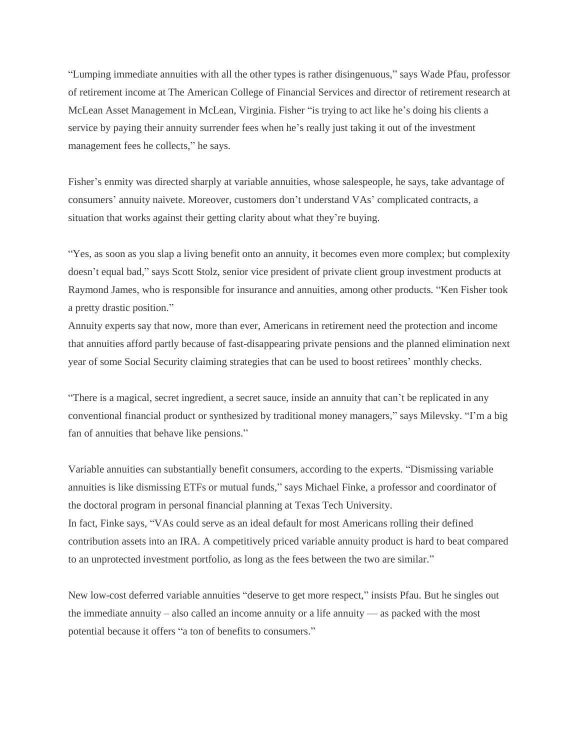“Lumping immediate annuities with all the other types is rather disingenuous,” says Wade Pfau, professor of retirement income at The American College of Financial Services and director of retirement research at McLean Asset Management in McLean, Virginia. Fisher “is trying to act like he’s doing his clients a service by paying their annuity surrender fees when he’s really just taking it out of the investment management fees he collects,” he says.

Fisher’s enmity was directed sharply at variable annuities, whose salespeople, he says, take advantage of consumers’ annuity naivete. Moreover, customers don’t understand VAs’ complicated contracts, a situation that works against their getting clarity about what they’re buying.

“Yes, as soon as you slap a living benefit onto an annuity, it becomes even more complex; but complexity doesn’t equal bad,” says Scott Stolz, senior vice president of private client group investment products at Raymond James, who is responsible for insurance and annuities, among other products. “Ken Fisher took a pretty drastic position.”

Annuity experts say that now, more than ever, Americans in retirement need the protection and income that annuities afford partly because of fast-disappearing private pensions and the planned elimination next year of some Social Security claiming strategies that can be used to boost retirees’ monthly checks.

“There is a magical, secret ingredient, a secret sauce, inside an annuity that can’t be replicated in any conventional financial product or synthesized by traditional money managers,” says Milevsky. “I’m a big fan of annuities that behave like pensions.”

Variable annuities can substantially benefit consumers, according to the experts. “Dismissing variable annuities is like dismissing ETFs or mutual funds,” says Michael Finke, a professor and coordinator of the doctoral program in personal financial planning at Texas Tech University.

In fact, Finke says, “VAs could serve as an ideal default for most Americans rolling their defined contribution assets into an IRA. A competitively priced variable annuity product is hard to beat compared to an unprotected investment portfolio, as long as the fees between the two are similar.”

New low-cost deferred variable annuities “deserve to get more respect,” insists Pfau. But he singles out the immediate annuity – also called an income annuity or a life annuity — as packed with the most potential because it offers “a ton of benefits to consumers.”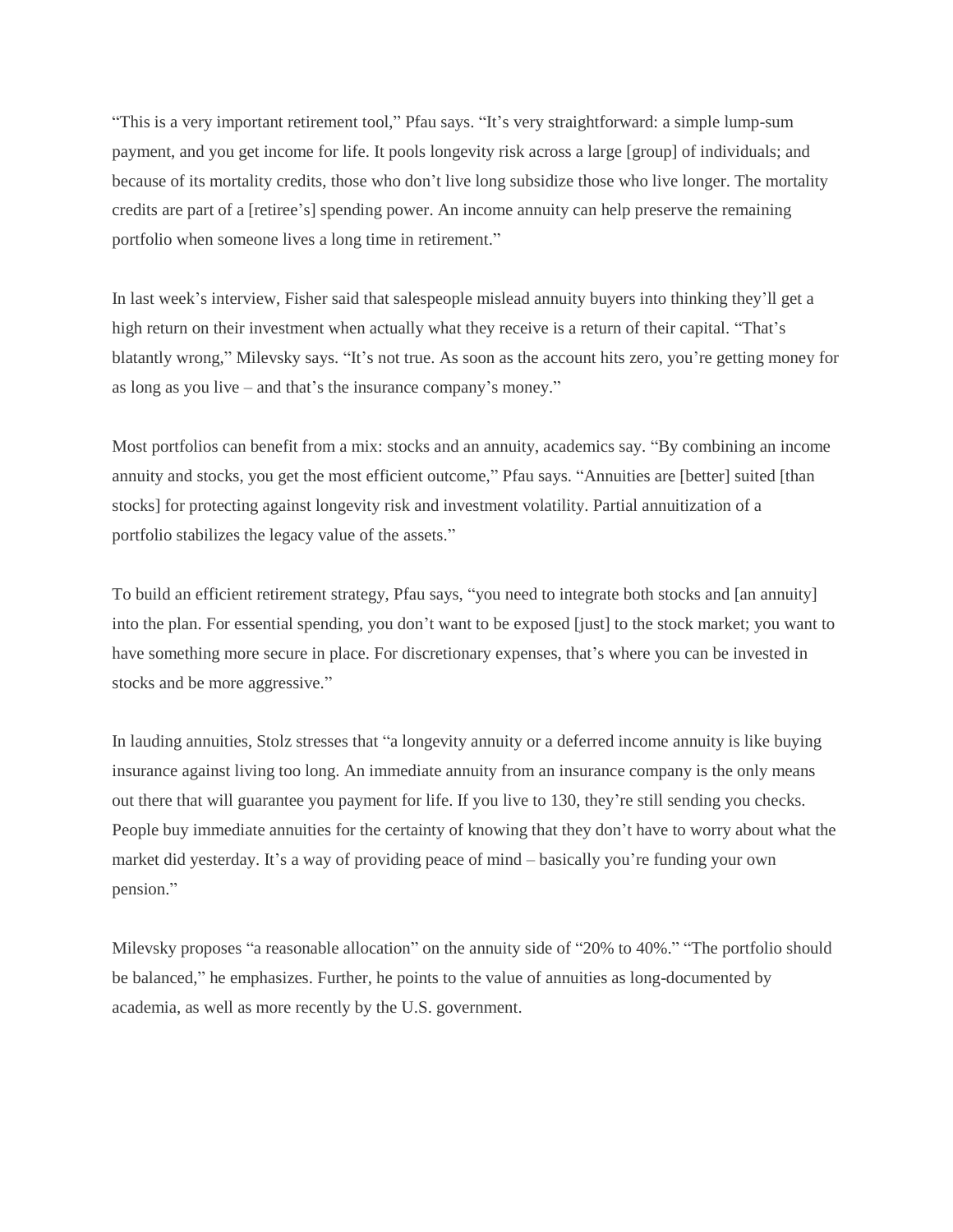“This is a very important retirement tool,” Pfau says. “It’s very straightforward: a simple lump-sum payment, and you get income for life. It pools longevity risk across a large [group] of individuals; and because of its mortality credits, those who don’t live long subsidize those who live longer. The mortality credits are part of a [retiree’s] spending power. An income annuity can help preserve the remaining portfolio when someone lives a long time in retirement.”

In last week’s interview, Fisher said that salespeople mislead annuity buyers into thinking they’ll get a high return on their investment when actually what they receive is a return of their capital. “That’s blatantly wrong,” Milevsky says. “It’s not true. As soon as the account hits zero, you’re getting money for as long as you live – and that’s the insurance company’s money.”

Most portfolios can benefit from a mix: stocks and an annuity, academics say. “By combining an income annuity and stocks, you get the most efficient outcome,” Pfau says. “Annuities are [better] suited [than stocks] for protecting against longevity risk and investment volatility. Partial annuitization of a portfolio stabilizes the legacy value of the assets.”

To build an efficient retirement strategy, Pfau says, “you need to integrate both stocks and [an annuity] into the plan. For essential spending, you don’t want to be exposed [just] to the stock market; you want to have something more secure in place. For discretionary expenses, that’s where you can be invested in stocks and be more aggressive.”

In lauding annuities, Stolz stresses that “a longevity annuity or a deferred income annuity is like buying insurance against living too long. An immediate annuity from an insurance company is the only means out there that will guarantee you payment for life. If you live to 130, they’re still sending you checks. People buy immediate annuities for the certainty of knowing that they don’t have to worry about what the market did yesterday. It’s a way of providing peace of mind – basically you’re funding your own pension.”

Milevsky proposes “a reasonable allocation” on the annuity side of “20% to 40%.” “The portfolio should be balanced,” he emphasizes. Further, he points to the value of annuities as long-documented by academia, as well as more recently by the U.S. government.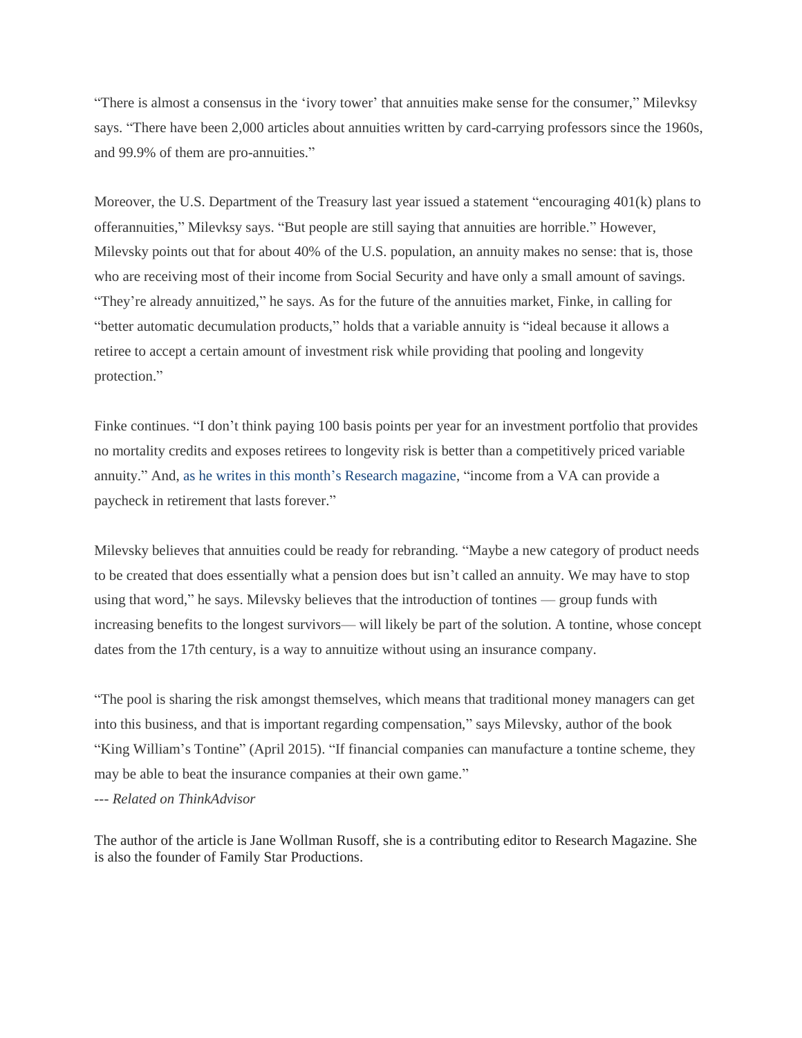"There is almost a consensus in the 'ivory tower' that annuities make sense for the consumer," Milevksy says. "There have been 2,000 articles about annuities written by card-carrying professors since the 1960s, and 99.9% of them are pro-annuities."

Moreover, the U.S. Department of the Treasury last year issued a statement "encouraging 401(k) plans to offerannuities," Milevksy says. "But people are still saying that annuities are horrible." However, Milevsky points out that for about 40% of the U.S. population, an annuity makes no sense: that is, those who are receiving most of their income from Social Security and have only a small amount of savings. "They're already annuitized," he says. As for the future of the annuities market, Finke, in calling for "better automatic decumulation products," holds that a variable annuity is "ideal because it allows a retiree to accept a certain amount of investment risk while providing that pooling and longevity protection."

Finke continues. "I don't think paying 100 basis points per year for an investment portfolio that provides no mortality credits and exposes retirees to longevity risk is better than a competitively priced variable annuity." And, as he writes in this month's Research magazine, "income from a VA can provide a paycheck in retirement that lasts forever."

Milevsky believes that annuities could be ready for rebranding. "Maybe a new category of product needs to be created that does essentially what a pension does but isn't called an annuity. We may have to stop using that word," he says. Milevsky believes that the introduction of tontines — group funds with increasing benefits to the longest survivors— will likely be part of the solution. A tontine, whose concept dates from the 17th century, is a way to annuitize without using an insurance company.

"The pool is sharing the risk amongst themselves, which means that traditional money managers can get into this business, and that is important regarding compensation," says Milevsky, author of the book "King William's Tontine" (April 2015). "If financial companies can manufacture a tontine scheme, they may be able to beat the insurance companies at their own game."

*--- Related on ThinkAdvisor*

The author of the article is Jane Wollman Rusoff, she is a contributing editor to Research Magazine. She is also the founder of Family Star Productions.